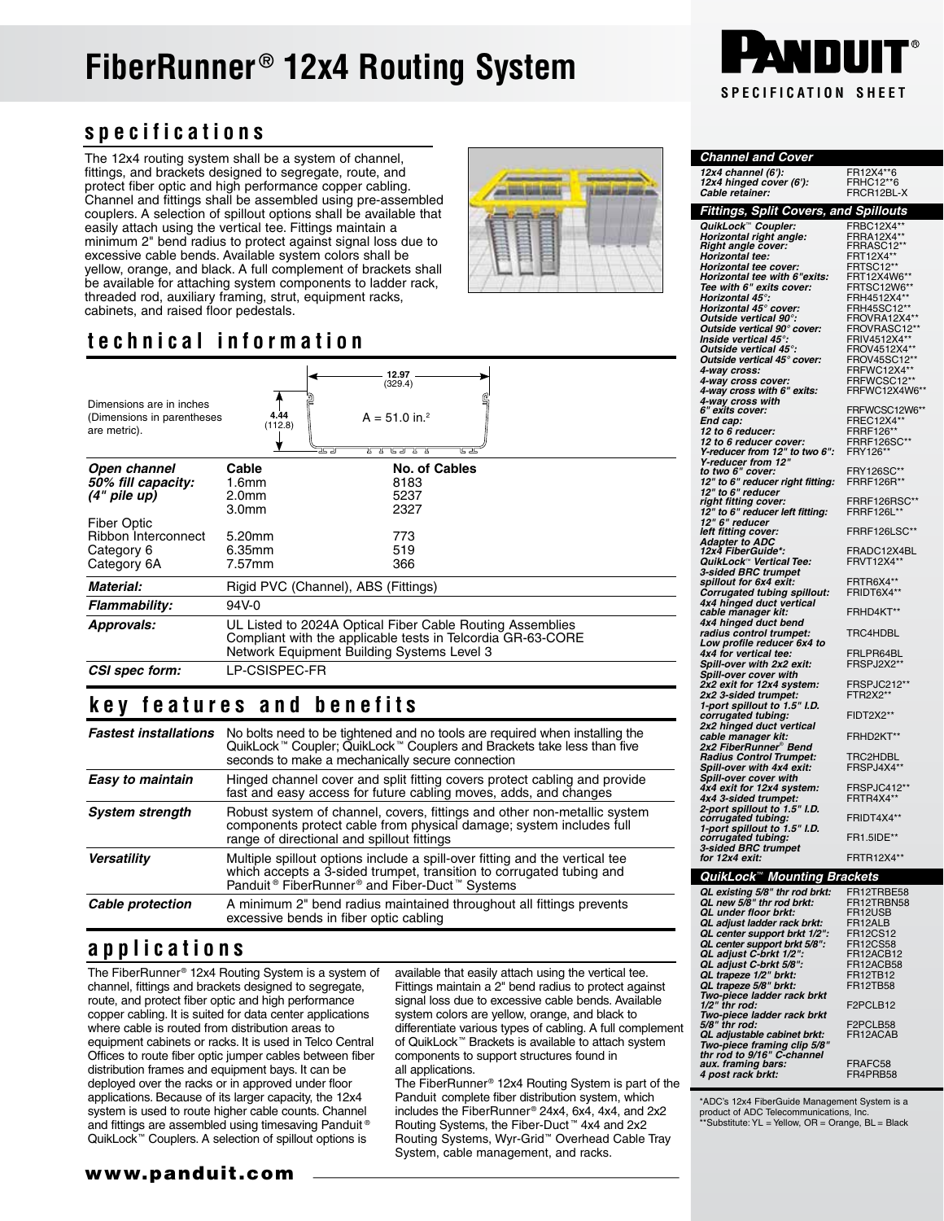# FiberRunner® 12x4 Routing System

PANDUIT®

SPECIFICATION SHEET

## specifications

The 12x4 routing system shall be a system of channel, fittings, and brackets designed to segregate, route, and protect fiber optic and high performance copper cabling. Channel and fittings shall be assembled using pre-assembled couplers. A selection of spillout options shall be available that easily attach using the vertical tee. Fittings maintain a minimum 2" bend radius to protect against signal loss due to excessive cable bends. Available system colors shall be yellow, orange, and black. A full complement of brackets shall be available for attaching system components to ladder rack, threaded rod, auxiliary framing, strut, equipment racks, cabinets, and raised floor pedestals.

## technical information

Dimensions are in inches (Dimensions in parentheses are metric).

12.97 (329.4)

4.44 (112.8)

A = 51.0 in.$^2$

| | | |
|---|---|---|
| ***Open channel 50% fill capacity: (4" pile up)*** | **Cable** | **No. of Cables** |
| | 1.6mm | 8183 |
| | 2.0mm | 5237 |
| | 3.0mm | 2327 |
| Fiber Optic Ribbon Interconnect | 5.20mm | 773 |
| Category 6 | 6.35mm | 519 |
| Category 6A | 7.57mm | 366 |
| ***Material:*** | Rigid PVC (Channel), ABS (Fittings) | |
| ***Flammability:*** | 94V-0 | |
| ***Approvals:*** | UL Listed to 2024A Optical Fiber Cable Routing Assemblies<br>Compliant with the applicable tests in Telcordia GR-63-CORE Network Equipment Building Systems Level 3 | |
| ***CSI spec form:*** | LP-CSISPEC-FR | |

## key features and benefits

| | |
|---|---|
| ***Fastest installations*** | No bolts need to be tightened and no tools are required when installing the QuikLock™ Coupler; QuikLock™ Couplers and Brackets take less than five seconds to make a mechanically secure connection |
| ***Easy to maintain*** | Hinged channel cover and split fitting covers protect cabling and provide fast and easy access for future cabling moves, adds, and changes |
| ***System strength*** | Robust system of channel, covers, fittings and other non-metallic system components protect cable from physical damage; system includes full range of directional and spillout fittings |
| ***Versatility*** | Multiple spillout options include a spill-over fitting and the vertical tee which accepts a 3-sided trumpet, transition to corrugated tubing and Panduit® FiberRunner® and Fiber-Duct™ Systems |
| ***Cable protection*** | A minimum 2" bend radius maintained throughout all fittings prevents excessive bends in fiber optic cabling |

## applications

The FiberRunner® 12x4 Routing System is a system of channel, fittings and brackets designed to segregate, route, and protect fiber optic and high performance copper cabling. It is suited for data center applications where cable is routed from distribution areas to equipment cabinets or racks. It is used in Telco Central Offices to route fiber optic jumper cables between fiber distribution frames and equipment bays. It can be deployed over the racks or in approved under floor applications. Because of its larger capacity, the 12x4 system is used to route higher cable counts. Channel and fittings are assembled using timesaving Panduit® QuikLock™ Couplers. A selection of spillout options is available that easily attach using the vertical tee. Fittings maintain a 2" bend radius to protect against signal loss due to excessive cable bends. Available system colors are yellow, orange, and black to differentiate various types of cabling. A full complement of QuikLock™ Brackets is available to attach system components to support structures found in all applications.

The FiberRunner® 12x4 Routing System is part of the Panduit complete fiber distribution system, which includes the FiberRunner® 24x4, 6x4, 4x4, and 2x2 Routing Systems, the Fiber-Duct™ 4x4 and 2x2 Routing Systems, Wyr-Grid™ Overhead Cable Tray System, cable management, and racks.

**www.panduit.com**

| Channel and Cover | |
|---|---|
| *12x4 channel (6'):* | FR12X4**6 |
| *12x4 hinged cover (6'):* | FRHC12**6 |
| *Cable retainer:* | FRCR12BL-X |

| Fittings, Split Covers, and Spillouts | |
|---|---|
| *QuikLock™ Coupler:* | FRBC12X4** |
| *Horizontal right angle:* | FRRA12X4** |
| *Right angle cover:* | FRRASC12** |
| *Horizontal tee:* | FRT12X4** |
| *Horizontal tee cover:* | FRTSC12** |
| *Horizontal tee with 6"exits:* | FRT12X4W6** |
| *Tee with 6" exits cover:* | FRTSC12W6** |
| *Horizontal 45°:* | FRH4512X4** |
| *Horizontal 45° cover:* | FRH45SC12** |
| *Outside vertical 90°:* | FROVRA12X4** |
| *Outside vertical 90° cover:* | FROVRASC12** |
| *Inside vertical 45°:* | FRIV4512X4** |
| *Outside vertical 45°:* | FROV4512X4** |
| *Outside vertical 45° cover:* | FROV45SC12** |
| *4-way cross:* | FRFWC12X4** |
| *4-way cross cover:* | FRFWCSC12** |
| *4-way cross with 6" exits:* | FRFWC12X4W6** |
| *4-way cross with 6" exits cover:* | FRFWCSC12W6** |
| *End cap:* | FREC12X4** |
| *12 to 6 reducer:* | FRRF126** |
| *12 to 6 reducer cover:* | FRRF126SC** |
| *Y-reducer from 12" to two 6":* | FRY126** |
| *Y-reducer from 12" to two 6" cover:* | FRY126SC** |
| *12" to 6" reducer right fitting:* | FRRF126R** |
| *12" to 6" reducer right fitting cover:* | FRRF126RSC** |
| *12" to 6" reducer left fitting:* | FRRF126L** |
| *12" 6" reducer left fitting cover:* | FRRF126LSC** |
| *Adapter to ADC 12x4 FiberGuide*:* | FRADC12X4BL |
| *QuikLock™ Vertical Tee:* | FRVT12X4** |
| *3-sided BRC trumpet spillout for 6x4 exit:* | FRTR6X4** |
| *Corrugated tubing spillout:* | FRIDT6X4** |
| *4x4 hinged duct vertical cable manager kit:* | FRHD4KT** |
| *4x4 hinged duct bend radius control trumpet:* | TRC4HDBL |
| *Low profile reducer 6x4 to 4x4 for vertical tee:* | FRLPR64BL |
| *Spill-over with 2x2 exit:* | FRSPJ2X2** |
| *Spill-over cover with 2x2 exit for 12x4 system:* | FRSPJC212** |
| *2x2 3-sided trumpet:* | FTR2X2** |
| *1-port spillout to 1.5" I.D. corrugated tubing:* | FIDT2X2** |
| *2x2 hinged duct vertical cable manager kit:* | FRHD2KT** |
| *2x2 FiberRunner® Bend Radius Control Trumpet:* | TRC2HDBL |
| *Spill-over with 4x4 exit:* | FRSPJ4X4** |
| *Spill-over cover with 4x4 exit for 12x4 system:* | FRSPJC412** |
| *4x4 3-sided trumpet:* | FRTR4X4** |
| *2-port spillout to 1.5" I.D. corrugated tubing:* | FRIDT4X4** |
| *1-port spillout to 1.5" I.D. corrugated tubing:* | FR1.5IDE** |
| *3-sided BRC trumpet for 12x4 exit:* | FRTR12X4** |

| QuikLock™ Mounting Brackets | |
|---|---|
| *QL existing 5/8" thr rod brkt:* | FR12TRBE58 |
| *QL new 5/8" thr rod brkt:* | FR12TRBN58 |
| *QL under floor brkt:* | FR12USB |
| *QL adjust ladder rack brkt:* | FR12ALB |
| *QL center support brkt 1/2":* | FR12CS12 |
| *QL center support brkt 5/8":* | FR12CS58 |
| *QL adjust C-brkt 1/2":* | FR12ACB12 |
| *QL adjust C-brkt 5/8":* | FR12ACB58 |
| *QL trapeze 1/2" brkt:* | FR12TB12 |
| *QL trapeze 5/8" brkt:* | FR12TB58 |
| *Two-piece ladder rack brkt 1/2" thr rod:* | F2PCLB12 |
| *Two-piece ladder rack brkt 5/8" thr rod:* | F2PCLB58 |
| *QL adjustable cabinet brkt:* | FR12ACAB |
| *Two-piece framing clip 5/8" thr rod to 9/16" C-channel aux. framing bars:* | FRAFC58 |
| *4 post rack brkt:* | FR4PRB58 |

*ADC's 12x4 FiberGuide Management System is a product of ADC Telecommunications, Inc.
**Substitute: YL = Yellow, OR = Orange, BL = Black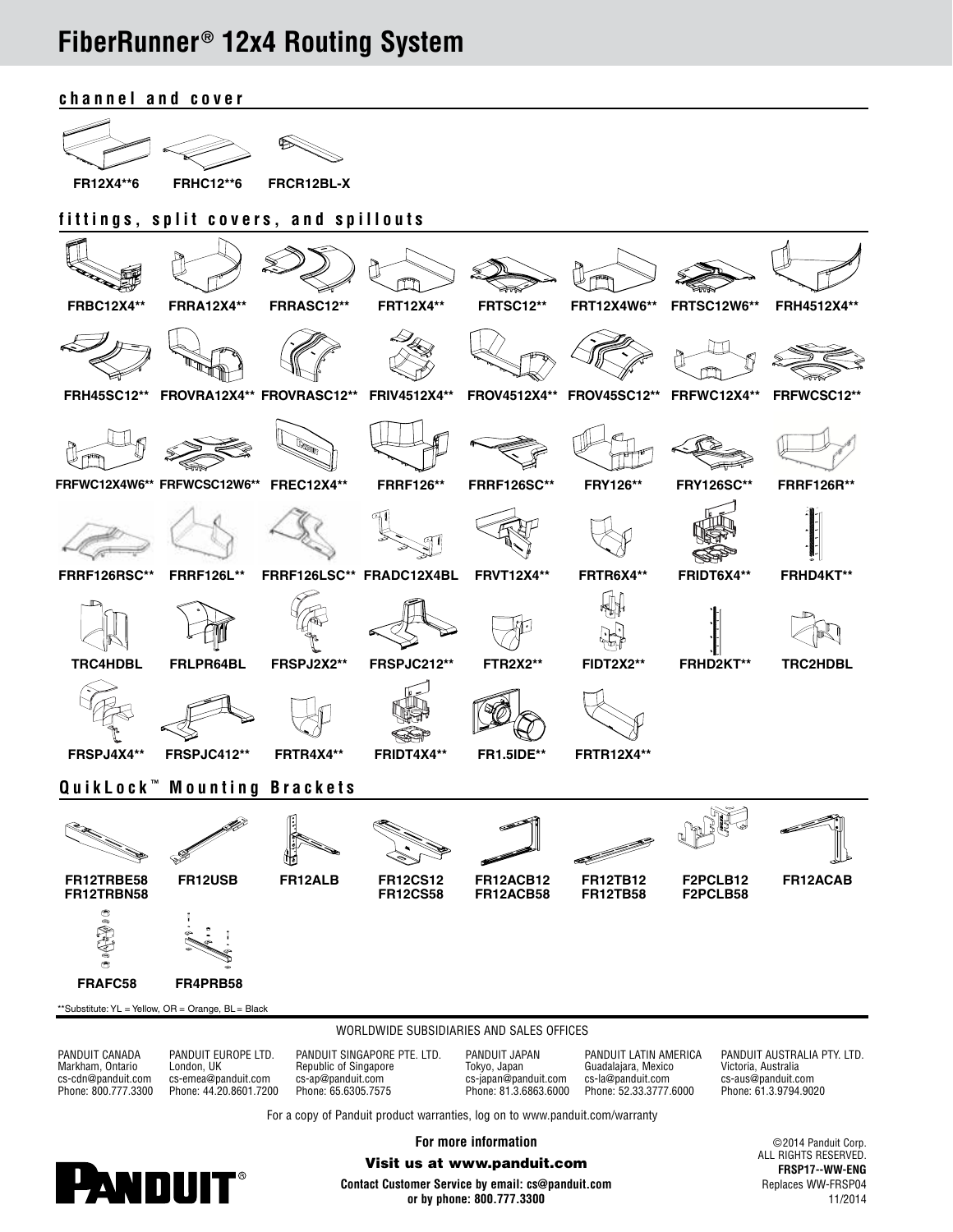# FiberRunner® 12x4 Routing System

## channel and cover

FR12X4**6 FRHC12**6 FRCR12BL-X

## fittings, split covers, and spillouts

FRBC12X4** FRRA12X4** FRRASC12** FRT12X4** FRTSC12** FRT12X4W6** FRTSC12W6** FRH4512X4**

FRH45SC12** FROVRA12X4** FROVRASC12** FRIV4512X4** FROV4512X4** FROV45SC12** FRFWC12X4** FRFWCSC12**

FRFWC12X4W6** FRFWCSC12W6** FREC12X4** FRRF126** FRRF126SC** FRY126** FRY126SC** FRRF126R**

FRRF126RSC** FRRF126L** FRRF126LSC** FRADC12X4BL FRVT12X4** FRTR6X4** FRIDT6X4** FRHD4KT**

TRC4HDBL FRLPR64BL FRSPJ2X2** FRSPJC212** FTR2X2** FIDT2X2** FRHD2KT** TRC2HDBL

FRSPJ4X4** FRSPJC412** FRTR4X4** FRIDT4X4** FR1.5IDE** FRTR12X4**

## QuikLock™ Mounting Brackets

FR12TRBE58 FR12TRBN58 FR12USB FR12ALB FR12CS12 FR12CS58 FR12ACB12 FR12ACB58 FR12TB12 FR12TB58 F2PCLB12 F2PCLB58 FR12ACAB

FRAFC58 FR4PRB58

**Substitute: YL = Yellow, OR = Orange, BL = Black

WORLDWIDE SUBSIDIARIES AND SALES OFFICES

PANDUIT CANADA
Markham, Ontario
cs-cdn@panduit.com
Phone: 800.777.3300

PANDUIT EUROPE LTD.
London, UK
cs-emea@panduit.com
Phone: 44.20.8601.7200

PANDUIT SINGAPORE PTE. LTD.
Republic of Singapore
cs-ap@panduit.com
Phone: 65.6305.7575

PANDUIT JAPAN
Tokyo, Japan
cs-japan@panduit.com
Phone: 81.3.6863.6000

PANDUIT LATIN AMERICA
Guadalajara, Mexico
cs-la@panduit.com
Phone: 52.33.3777.6000

PANDUIT AUSTRALIA PTY. LTD.
Victoria, Australia
cs-aus@panduit.com
Phone: 61.3.9794.9020

For a copy of Panduit product warranties, log on to www.panduit.com/warranty

**For more information**

**Visit us at www.panduit.com**

**Contact Customer Service by email: cs@panduit.com or by phone: 800.777.3300**

PANDUIT®

©2014 Panduit Corp.
ALL RIGHTS RESERVED.
**FRSP17--WW-ENG**
Replaces WW-FRSP04
11/2014